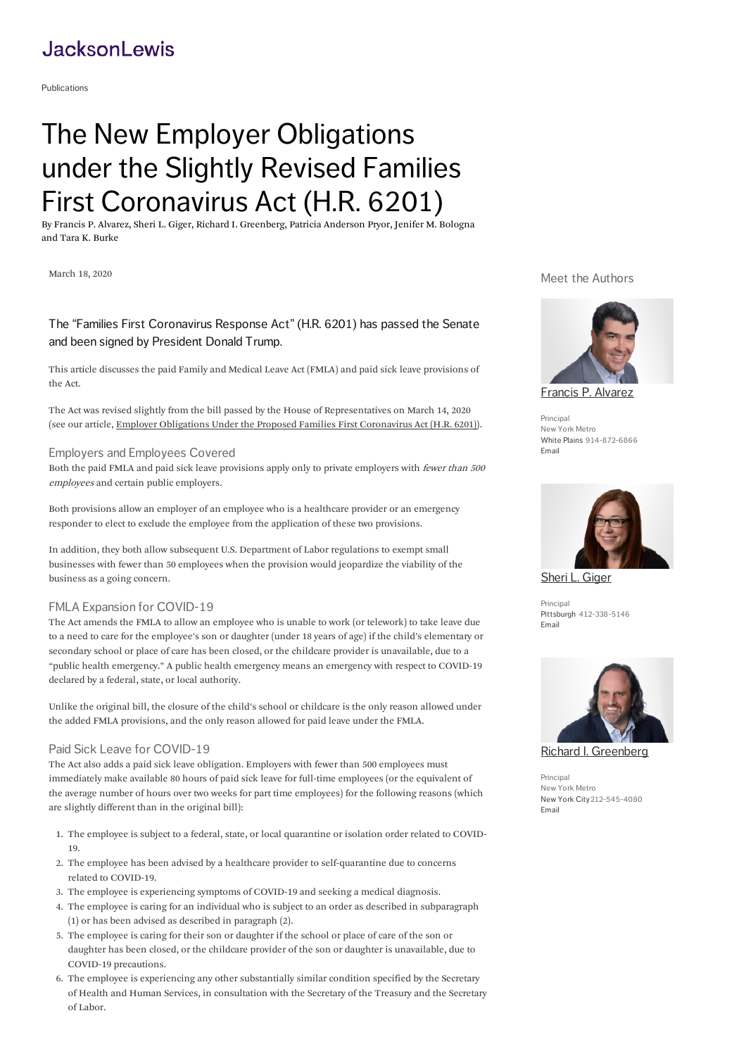JacksonLewis

Publications

# The New Employer Obligations under the Slightly Revised Families First Coronavirus Act (H.R. 6201)

By Francis P. Alvarez, Sheri L. Giger, Richard I. Greenberg, Patricia Anderson Pryor, Jenifer M. Bologna and Tara K. Burke

March 18, 2020

The "Families First Coronavirus Response Act" (H.R. 6201) has passed the Senate and been signed by President Donald Trump.

This article discusses the paid Family and Medical Leave Act (FMLA) and paid sick leave provisions of the Act.

The Act was revised slightly from the bill passed by the House of Representatives on March 14, 2020 (see our article, [Employer Obligations Under the Proposed Families First Coronavirus Act (H.R. 6201)]).

## Employers and Employees Covered

Both the paid FMLA and paid sick leave provisions apply only to private employers with *fewer than 500 employees* and certain public employers.

Both provisions allow an employer of an employee who is a healthcare provider or an emergency responder to elect to exclude the employee from the application of these two provisions.

In addition, they both allow subsequent U.S. Department of Labor regulations to exempt small businesses with fewer than 50 employees when the provision would jeopardize the viability of the business as a going concern.

## FMLA Expansion for COVID-19

The Act amends the FMLA to allow an employee who is unable to work (or telework) to take leave due to a need to care for the employee's son or daughter (under 18 years of age) if the child's elementary or secondary school or place of care has been closed, or the childcare provider is unavailable, due to a "public health emergency." A public health emergency means an emergency with respect to COVID-19 declared by a federal, state, or local authority.

Unlike the original bill, the closure of the child's school or childcare is the only reason allowed under the added FMLA provisions, and the only reason allowed for paid leave under the FMLA.

## Paid Sick Leave for COVID-19

The Act also adds a paid sick leave obligation. Employers with fewer than 500 employees must immediately make available 80 hours of paid sick leave for full-time employees (or the equivalent of the average number of hours over two weeks for part time employees) for the following reasons (which are slightly different than in the original bill):

1. The employee is subject to a federal, state, or local quarantine or isolation order related to COVID-19.
2. The employee has been advised by a healthcare provider to self-quarantine due to concerns related to COVID-19.
3. The employee is experiencing symptoms of COVID-19 and seeking a medical diagnosis.
4. The employee is caring for an individual who is subject to an order as described in subparagraph (1) or has been advised as described in paragraph (2).
5. The employee is caring for their son or daughter if the school or place of care of the son or daughter has been closed, or the childcare provider of the son or daughter is unavailable, due to COVID-19 precautions.
6. The employee is experiencing any other substantially similar condition specified by the Secretary of Health and Human Services, in consultation with the Secretary of the Treasury and the Secretary of Labor.

Meet the Authors

Francis P. Alvarez

Principal
New York Metro
White Plains 914-872-6866
Email

Sheri L. Giger

Principal
Pittsburgh 412-338-5146
Email

Richard I. Greenberg

Principal
New York Metro
New York City 212-545-4080
Email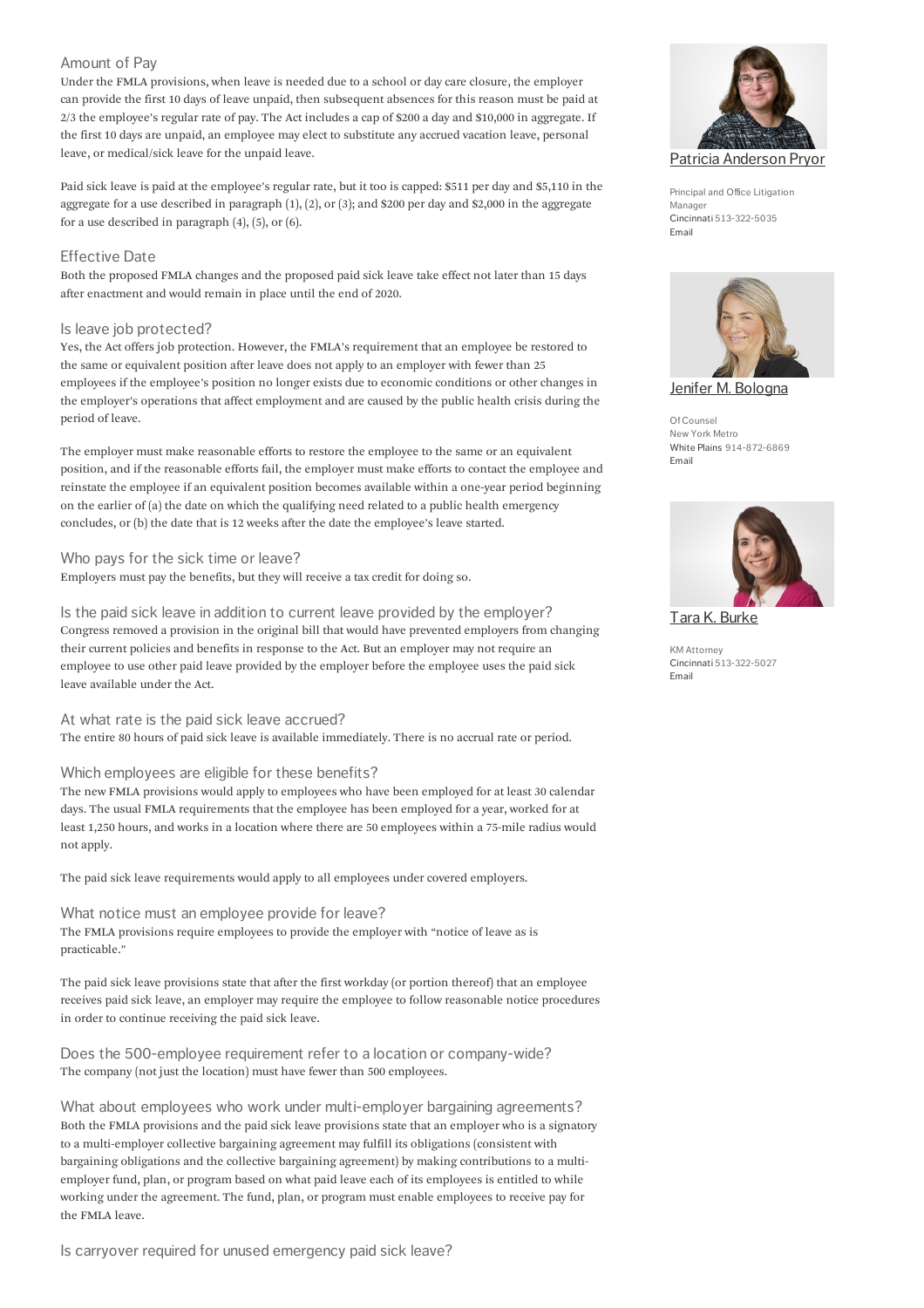## Amount of Pay

Under the FMLA provisions, when leave is needed due to a school or day care closure, the employer can provide the first 10 days of leave unpaid, then subsequent absences for this reason must be paid at 2/3 the employee's regular rate of pay. The Act includes a cap of $200 a day and $10,000 in aggregate. If the first 10 days are unpaid, an employee may elect to substitute any accrued vacation leave, personal leave, or medical/sick leave for the unpaid leave.

Paid sick leave is paid at the employee's regular rate, but it too is capped: $511 per day and $5,110 in the aggregate for a use described in paragraph (1), (2), or (3); and $200 per day and $2,000 in the aggregate for a use described in paragraph (4), (5), or (6).

## Effective Date

Both the proposed FMLA changes and the proposed paid sick leave take effect not later than 15 days after enactment and would remain in place until the end of 2020.

## Is leave job protected?

Yes, the Act offers job protection. However, the FMLA's requirement that an employee be restored to the same or equivalent position after leave does not apply to an employer with fewer than 25 employees if the employee's position no longer exists due to economic conditions or other changes in the employer's operations that affect employment and are caused by the public health crisis during the period of leave.

The employer must make reasonable efforts to restore the employee to the same or an equivalent position, and if the reasonable efforts fail, the employer must make efforts to contact the employee and reinstate the employee if an equivalent position becomes available within a one-year period beginning on the earlier of (a) the date on which the qualifying need related to a public health emergency concludes, or (b) the date that is 12 weeks after the date the employee's leave started.

## Who pays for the sick time or leave?

Employers must pay the benefits, but they will receive a tax credit for doing so.

## Is the paid sick leave in addition to current leave provided by the employer?

Congress removed a provision in the original bill that would have prevented employers from changing their current policies and benefits in response to the Act. But an employer may not require an employee to use other paid leave provided by the employer before the employee uses the paid sick leave available under the Act.

## At what rate is the paid sick leave accrued?

The entire 80 hours of paid sick leave is available immediately. There is no accrual rate or period.

## Which employees are eligible for these benefits?

The new FMLA provisions would apply to employees who have been employed for at least 30 calendar days. The usual FMLA requirements that the employee has been employed for a year, worked for at least 1,250 hours, and works in a location where there are 50 employees within a 75-mile radius would not apply.

The paid sick leave requirements would apply to all employees under covered employers.

## What notice must an employee provide for leave?

The FMLA provisions require employees to provide the employer with "notice of leave as is practicable."

The paid sick leave provisions state that after the first workday (or portion thereof) that an employee receives paid sick leave, an employer may require the employee to follow reasonable notice procedures in order to continue receiving the paid sick leave.

## Does the 500-employee requirement refer to a location or company-wide?

The company (not just the location) must have fewer than 500 employees.

## What about employees who work under multi-employer bargaining agreements?

Both the FMLA provisions and the paid sick leave provisions state that an employer who is a signatory to a multi-employer collective bargaining agreement may fulfill its obligations (consistent with bargaining obligations and the collective bargaining agreement) by making contributions to a multi-employer fund, plan, or program based on what paid leave each of its employees is entitled to while working under the agreement. The fund, plan, or program must enable employees to receive pay for the FMLA leave.

## Is carryover required for unused emergency paid sick leave?

Patricia Anderson Pryor

Principal and Office Litigation Manager
Cincinnati 513-322-5035
Email

Jenifer M. Bologna

Of Counsel
New York Metro
White Plains 914-872-6869
Email

Tara K. Burke

KM Attorney
Cincinnati 513-322-5027
Email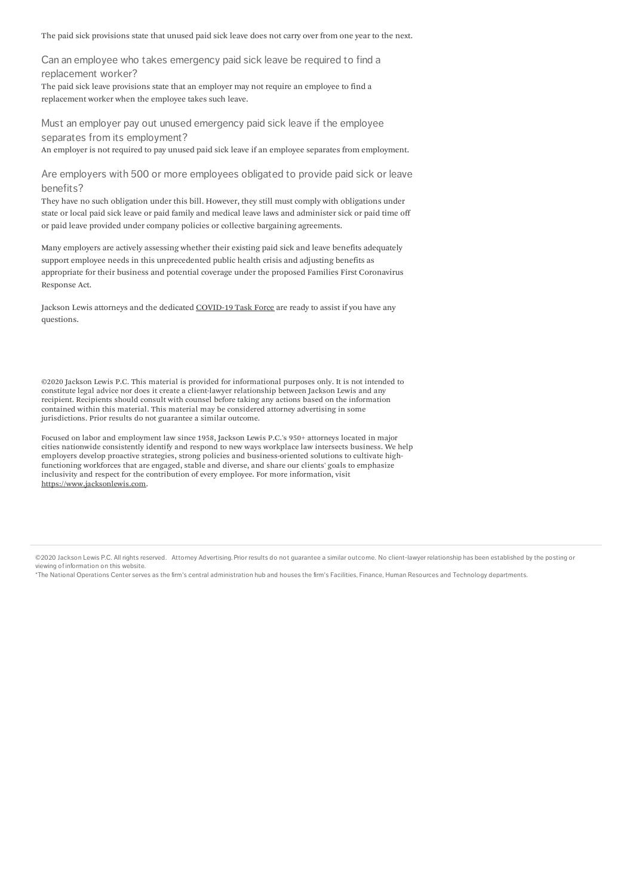The paid sick provisions state that unused paid sick leave does not carry over from one year to the next.

### Can an employee who takes emergency paid sick leave be required to find a replacement worker?

The paid sick leave provisions state that an employer may not require an employee to find a replacement worker when the employee takes such leave.

### Must an employer pay out unused emergency paid sick leave if the employee separates from its employment?

An employer is not required to pay unused paid sick leave if an employee separates from employment.

### Are employers with 500 or more employees obligated to provide paid sick or leave benefits?

They have no such obligation under this bill. However, they still must comply with obligations under state or local paid sick leave or paid family and medical leave laws and administer sick or paid time off or paid leave provided under company policies or collective bargaining agreements.

Many employers are actively assessing whether their existing paid sick and leave benefits adequately support employee needs in this unprecedented public health crisis and adjusting benefits as appropriate for their business and potential coverage under the proposed Families First Coronavirus Response Act.

Jackson Lewis attorneys and the dedicated COVID-19 Task Force are ready to assist if you have any questions.

©2020 Jackson Lewis P.C. This material is provided for informational purposes only. It is not intended to constitute legal advice nor does it create a client-lawyer relationship between Jackson Lewis and any recipient. Recipients should consult with counsel before taking any actions based on the information contained within this material. This material may be considered attorney advertising in some jurisdictions. Prior results do not guarantee a similar outcome.

Focused on labor and employment law since 1958, Jackson Lewis P.C.'s 950+ attorneys located in major cities nationwide consistently identify and respond to new ways workplace law intersects business. We help employers develop proactive strategies, strong policies and business-oriented solutions to cultivate high-functioning workforces that are engaged, stable and diverse, and share our clients' goals to emphasize inclusivity and respect for the contribution of every employee. For more information, visit https://www.jacksonlewis.com.

©2020 Jackson Lewis P.C. All rights reserved. Attorney Advertising. Prior results do not guarantee a similar outcome. No client-lawyer relationship has been established by the posting or viewing of information on this website.

*The National Operations Center serves as the firm's central administration hub and houses the firm's Facilities, Finance, Human Resources and Technology departments.